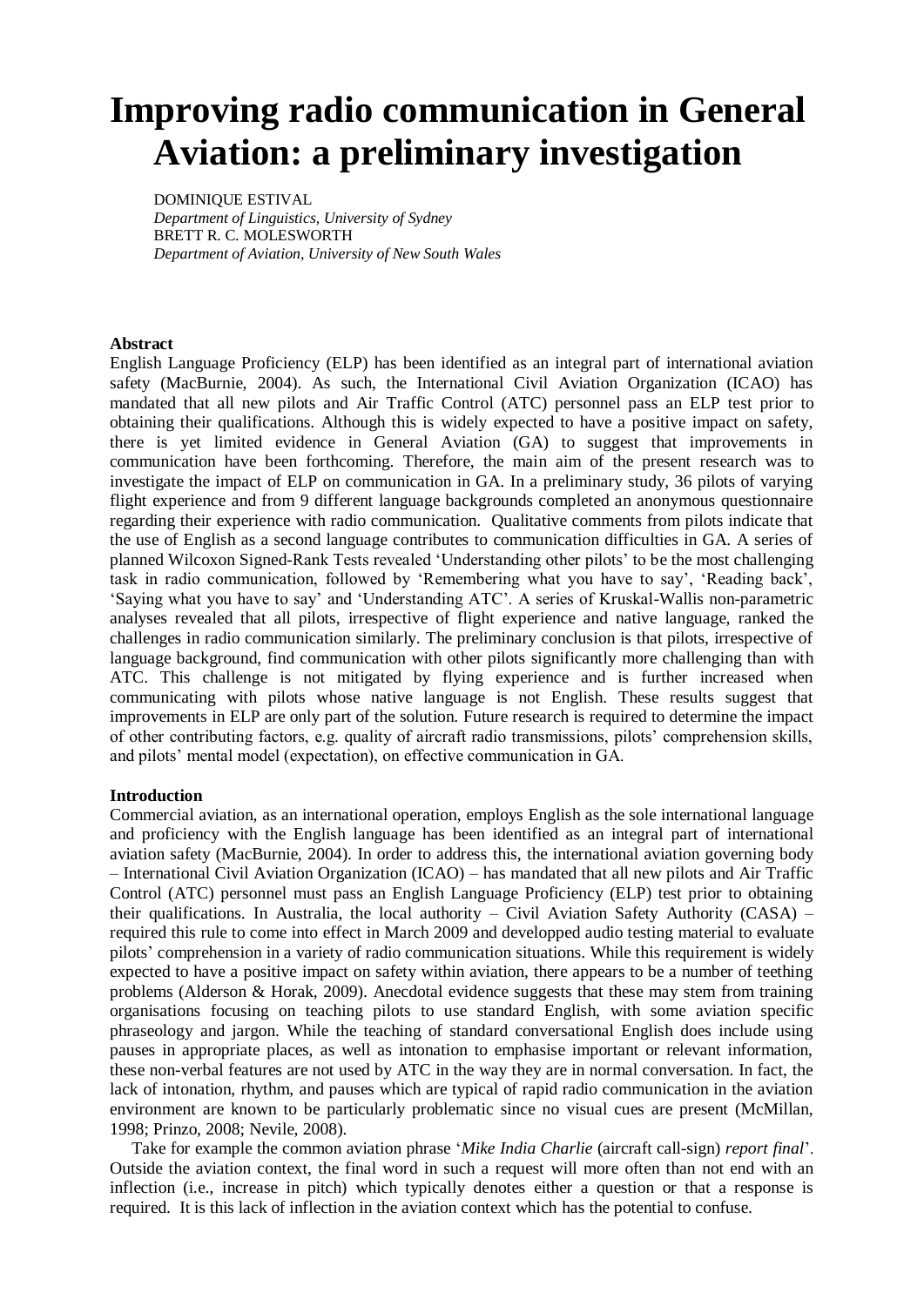# Improving radio communication in General Aviation: a preliminary investigation

DOMINIQUE ESTIVAL
*Department of Linguistics, University of Sydney*
BRETT R. C. MOLESWORTH
*Department of Aviation, University of New South Wales*

**Abstract**

English Language Proficiency (ELP) has been identified as an integral part of international aviation safety (MacBurnie, 2004). As such, the International Civil Aviation Organization (ICAO) has mandated that all new pilots and Air Traffic Control (ATC) personnel pass an ELP test prior to obtaining their qualifications. Although this is widely expected to have a positive impact on safety, there is yet limited evidence in General Aviation (GA) to suggest that improvements in communication have been forthcoming. Therefore, the main aim of the present research was to investigate the impact of ELP on communication in GA. In a preliminary study, 36 pilots of varying flight experience and from 9 different language backgrounds completed an anonymous questionnaire regarding their experience with radio communication. Qualitative comments from pilots indicate that the use of English as a second language contributes to communication difficulties in GA. A series of planned Wilcoxon Signed-Rank Tests revealed 'Understanding other pilots' to be the most challenging task in radio communication, followed by 'Remembering what you have to say', 'Reading back', 'Saying what you have to say' and 'Understanding ATC'. A series of Kruskal-Wallis non-parametric analyses revealed that all pilots, irrespective of flight experience and native language, ranked the challenges in radio communication similarly. The preliminary conclusion is that pilots, irrespective of language background, find communication with other pilots significantly more challenging than with ATC. This challenge is not mitigated by flying experience and is further increased when communicating with pilots whose native language is not English. These results suggest that improvements in ELP are only part of the solution. Future research is required to determine the impact of other contributing factors, e.g. quality of aircraft radio transmissions, pilots' comprehension skills, and pilots' mental model (expectation), on effective communication in GA.

**Introduction**

Commercial aviation, as an international operation, employs English as the sole international language and proficiency with the English language has been identified as an integral part of international aviation safety (MacBurnie, 2004). In order to address this, the international aviation governing body – International Civil Aviation Organization (ICAO) – has mandated that all new pilots and Air Traffic Control (ATC) personnel must pass an English Language Proficiency (ELP) test prior to obtaining their qualifications. In Australia, the local authority – Civil Aviation Safety Authority (CASA) – required this rule to come into effect in March 2009 and developped audio testing material to evaluate pilots' comprehension in a variety of radio communication situations. While this requirement is widely expected to have a positive impact on safety within aviation, there appears to be a number of teething problems (Alderson & Horak, 2009). Anecdotal evidence suggests that these may stem from training organisations focusing on teaching pilots to use standard English, with some aviation specific phraseology and jargon. While the teaching of standard conversational English does include using pauses in appropriate places, as well as intonation to emphasise important or relevant information, these non-verbal features are not used by ATC in the way they are in normal conversation. In fact, the lack of intonation, rhythm, and pauses which are typical of rapid radio communication in the aviation environment are known to be particularly problematic since no visual cues are present (McMillan, 1998; Prinzo, 2008; Nevile, 2008).

Take for example the common aviation phrase '*Mike India Charlie* (aircraft call-sign) *report final*'. Outside the aviation context, the final word in such a request will more often than not end with an inflection (i.e., increase in pitch) which typically denotes either a question or that a response is required. It is this lack of inflection in the aviation context which has the potential to confuse.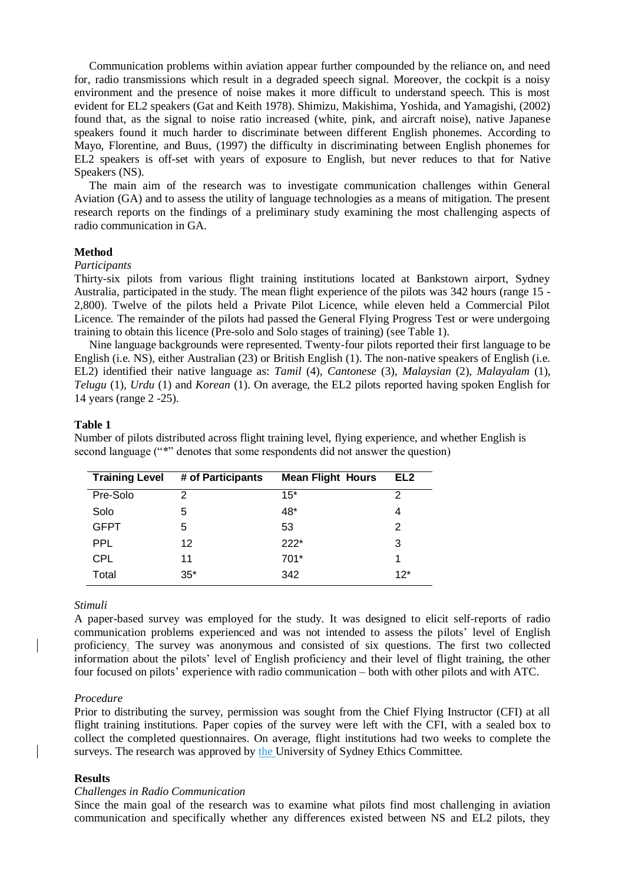Communication problems within aviation appear further compounded by the reliance on, and need for, radio transmissions which result in a degraded speech signal. Moreover, the cockpit is a noisy environment and the presence of noise makes it more difficult to understand speech. This is most evident for EL2 speakers (Gat and Keith 1978). Shimizu, Makishima, Yoshida, and Yamagishi, (2002) found that, as the signal to noise ratio increased (white, pink, and aircraft noise), native Japanese speakers found it much harder to discriminate between different English phonemes. According to Mayo, Florentine, and Buus, (1997) the difficulty in discriminating between English phonemes for EL2 speakers is off-set with years of exposure to English, but never reduces to that for Native Speakers (NS).

The main aim of the research was to investigate communication challenges within General Aviation (GA) and to assess the utility of language technologies as a means of mitigation. The present research reports on the findings of a preliminary study examining the most challenging aspects of radio communication in GA.

**Method**

*Participants*

Thirty-six pilots from various flight training institutions located at Bankstown airport, Sydney Australia, participated in the study. The mean flight experience of the pilots was 342 hours (range 15 - 2,800). Twelve of the pilots held a Private Pilot Licence, while eleven held a Commercial Pilot Licence. The remainder of the pilots had passed the General Flying Progress Test or were undergoing training to obtain this licence (Pre-solo and Solo stages of training) (see Table 1).

Nine language backgrounds were represented. Twenty-four pilots reported their first language to be English (i.e. NS), either Australian (23) or British English (1). The non-native speakers of English (i.e. EL2) identified their native language as: *Tamil* (4), *Cantonese* (3), *Malaysian* (2), *Malayalam* (1), *Telugu* (1), *Urdu* (1) and *Korean* (1). On average, the EL2 pilots reported having spoken English for 14 years (range 2 -25).

**Table 1**

Number of pilots distributed across flight training level, flying experience, and whether English is second language ("*" denotes that some respondents did not answer the question)

| Training Level | # of Participants | Mean Flight Hours | EL2 |
|---|---|---|---|
| Pre-Solo | 2 | 15* | 2 |
| Solo | 5 | 48* | 4 |
| GFPT | 5 | 53 | 2 |
| PPL | 12 | 222* | 3 |
| CPL | 11 | 701* | 1 |
| Total | 35* | 342 | 12* |

*Stimuli*

A paper-based survey was employed for the study. It was designed to elicit self-reports of radio communication problems experienced and was not intended to assess the pilots' level of English proficiency. The survey was anonymous and consisted of six questions. The first two collected information about the pilots' level of English proficiency and their level of flight training, the other four focused on pilots' experience with radio communication – both with other pilots and with ATC.

*Procedure*

Prior to distributing the survey, permission was sought from the Chief Flying Instructor (CFI) at all flight training institutions. Paper copies of the survey were left with the CFI, with a sealed box to collect the completed questionnaires. On average, flight institutions had two weeks to complete the surveys. The research was approved by the University of Sydney Ethics Committee.

**Results**

*Challenges in Radio Communication*

Since the main goal of the research was to examine what pilots find most challenging in aviation communication and specifically whether any differences existed between NS and EL2 pilots, they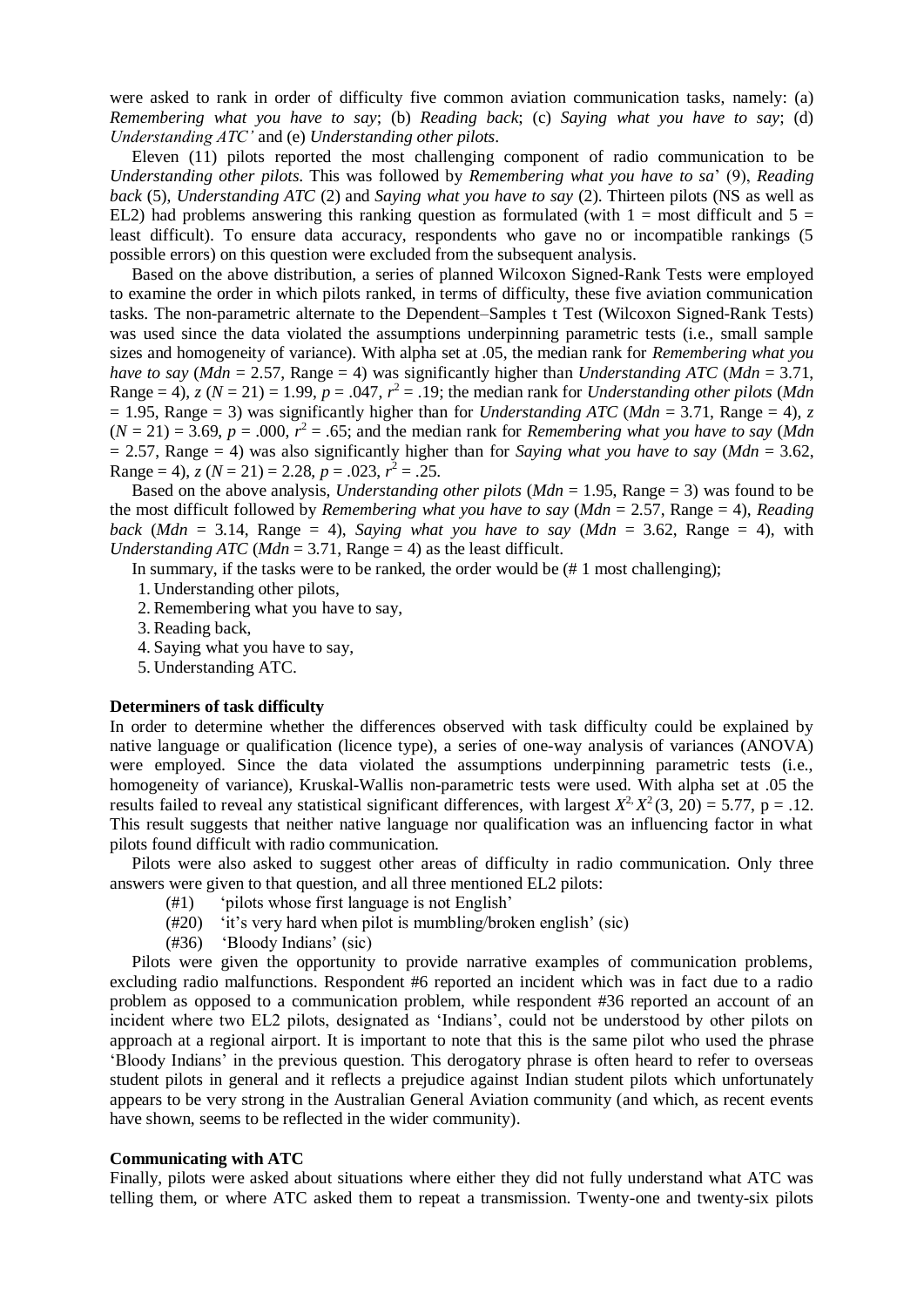were asked to rank in order of difficulty five common aviation communication tasks, namely: (a) *Remembering what you have to say*; (b) *Reading back*; (c) *Saying what you have to say*; (d) *Understanding ATC'* and (e) *Understanding other pilots*.

Eleven (11) pilots reported the most challenging component of radio communication to be *Understanding other pilots*. This was followed by *Remembering what you have to sa*' (9), *Reading back* (5), *Understanding ATC* (2) and *Saying what you have to say* (2). Thirteen pilots (NS as well as EL2) had problems answering this ranking question as formulated (with 1 = most difficult and 5 = least difficult). To ensure data accuracy, respondents who gave no or incompatible rankings (5 possible errors) on this question were excluded from the subsequent analysis.

Based on the above distribution, a series of planned Wilcoxon Signed-Rank Tests were employed to examine the order in which pilots ranked, in terms of difficulty, these five aviation communication tasks. The non-parametric alternate to the Dependent–Samples t Test (Wilcoxon Signed-Rank Tests) was used since the data violated the assumptions underpinning parametric tests (i.e., small sample sizes and homogeneity of variance). With alpha set at .05, the median rank for *Remembering what you have to say* (*Mdn* = 2.57, Range = 4) was significantly higher than *Understanding ATC* (*Mdn* = 3.71, Range = 4), $z$ ($N$ = 21) = 1.99, $p$ = .047, $r^2$ = .19; the median rank for *Understanding other pilots* (*Mdn* = 1.95, Range = 3) was significantly higher than for *Understanding ATC* (*Mdn* = 3.71, Range = 4), $z$ ($N$ = 21) = 3.69, $p$ = .000, $r^2$ = .65; and the median rank for *Remembering what you have to say* (*Mdn* = 2.57, Range = 4) was also significantly higher than for *Saying what you have to say* (*Mdn* = 3.62, Range = 4), $z$ ($N$ = 21) = 2.28, $p$ = .023, $r^2$ = .25.

Based on the above analysis, *Understanding other pilots* (*Mdn* = 1.95, Range = 3) was found to be the most difficult followed by *Remembering what you have to say* (*Mdn* = 2.57, Range = 4), *Reading back* (*Mdn* = 3.14, Range = 4), *Saying what you have to say* (*Mdn* = 3.62, Range = 4), with *Understanding ATC* (*Mdn* = 3.71, Range = 4) as the least difficult.

In summary, if the tasks were to be ranked, the order would be (# 1 most challenging);

1. Understanding other pilots,
2. Remembering what you have to say,
3. Reading back,
4. Saying what you have to say,
5. Understanding ATC.

**Determiners of task difficulty**

In order to determine whether the differences observed with task difficulty could be explained by native language or qualification (licence type), a series of one-way analysis of variances (ANOVA) were employed. Since the data violated the assumptions underpinning parametric tests (i.e., homogeneity of variance), Kruskal-Wallis non-parametric tests were used. With alpha set at .05 the results failed to reveal any statistical significant differences, with largest $X^{2,} X^2(3, 20) = 5.77$, p = .12. This result suggests that neither native language nor qualification was an influencing factor in what pilots found difficult with radio communication.

Pilots were also asked to suggest other areas of difficulty in radio communication. Only three answers were given to that question, and all three mentioned EL2 pilots:

(#1) 'pilots whose first language is not English'
(#20) 'it's very hard when pilot is mumbling/broken english' (sic)
(#36) 'Bloody Indians' (sic)

Pilots were given the opportunity to provide narrative examples of communication problems, excluding radio malfunctions. Respondent #6 reported an incident which was in fact due to a radio problem as opposed to a communication problem, while respondent #36 reported an account of an incident where two EL2 pilots, designated as 'Indians', could not be understood by other pilots on approach at a regional airport. It is important to note that this is the same pilot who used the phrase 'Bloody Indians' in the previous question. This derogatory phrase is often heard to refer to overseas student pilots in general and it reflects a prejudice against Indian student pilots which unfortunately appears to be very strong in the Australian General Aviation community (and which, as recent events have shown, seems to be reflected in the wider community).

**Communicating with ATC**

Finally, pilots were asked about situations where either they did not fully understand what ATC was telling them, or where ATC asked them to repeat a transmission. Twenty-one and twenty-six pilots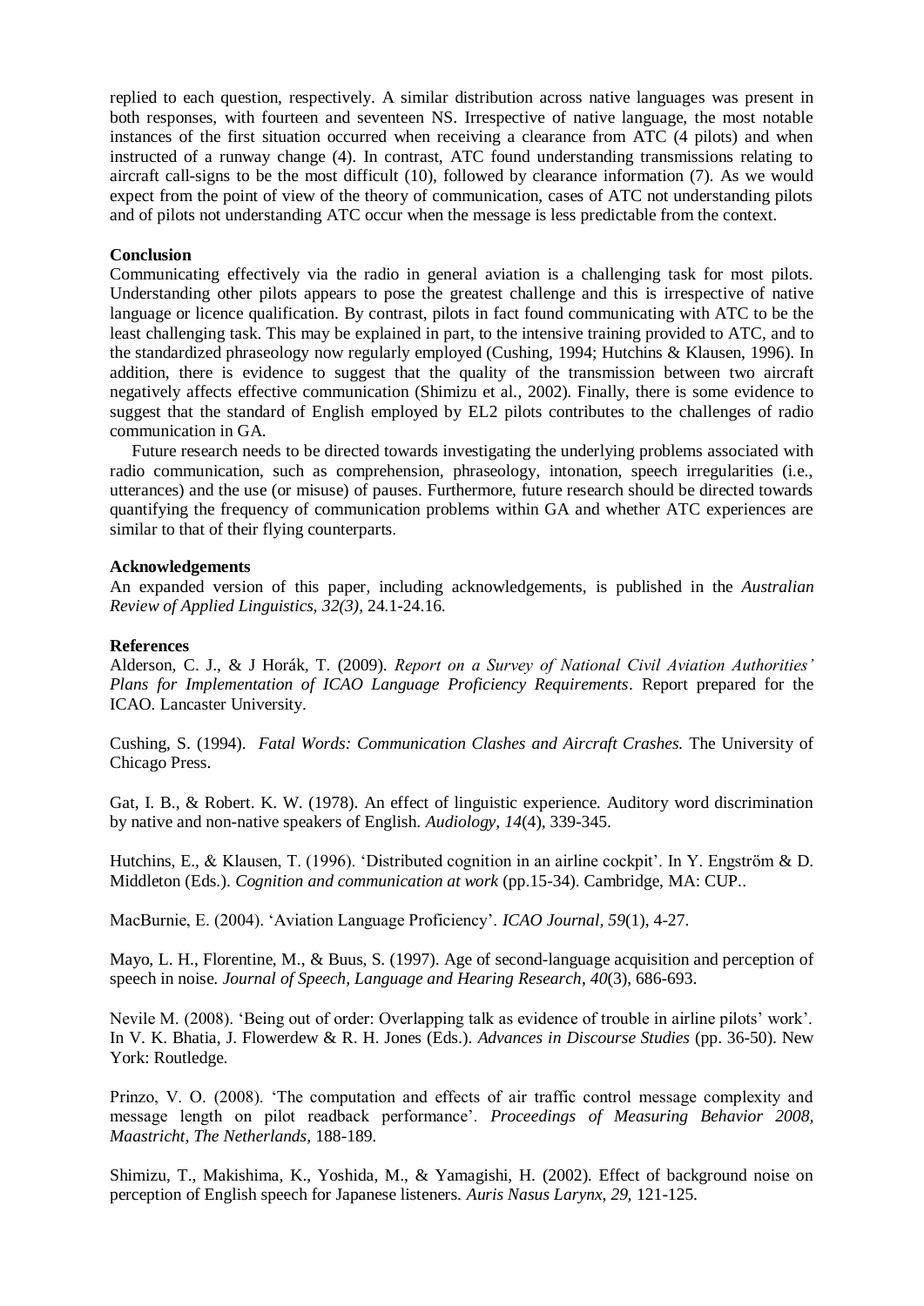replied to each question, respectively. A similar distribution across native languages was present in both responses, with fourteen and seventeen NS. Irrespective of native language, the most notable instances of the first situation occurred when receiving a clearance from ATC (4 pilots) and when instructed of a runway change (4). In contrast, ATC found understanding transmissions relating to aircraft call-signs to be the most difficult (10), followed by clearance information (7). As we would expect from the point of view of the theory of communication, cases of ATC not understanding pilots and of pilots not understanding ATC occur when the message is less predictable from the context.

**Conclusion**

Communicating effectively via the radio in general aviation is a challenging task for most pilots. Understanding other pilots appears to pose the greatest challenge and this is irrespective of native language or licence qualification. By contrast, pilots in fact found communicating with ATC to be the least challenging task. This may be explained in part, to the intensive training provided to ATC, and to the standardized phraseology now regularly employed (Cushing, 1994; Hutchins & Klausen, 1996). In addition, there is evidence to suggest that the quality of the transmission between two aircraft negatively affects effective communication (Shimizu et al., 2002). Finally, there is some evidence to suggest that the standard of English employed by EL2 pilots contributes to the challenges of radio communication in GA.

Future research needs to be directed towards investigating the underlying problems associated with radio communication, such as comprehension, phraseology, intonation, speech irregularities (i.e., utterances) and the use (or misuse) of pauses. Furthermore, future research should be directed towards quantifying the frequency of communication problems within GA and whether ATC experiences are similar to that of their flying counterparts.

**Acknowledgements**

An expanded version of this paper, including acknowledgements, is published in the *Australian Review of Applied Linguistics, 32(3),* 24.1-24.16.

**References**

Alderson, C. J., & J Horák, T. (2009). *Report on a Survey of National Civil Aviation Authorities' Plans for Implementation of ICAO Language Proficiency Requirements*. Report prepared for the ICAO. Lancaster University.

Cushing, S. (1994). *Fatal Words: Communication Clashes and Aircraft Crashes.* The University of Chicago Press.

Gat, I. B., & Robert. K. W. (1978). An effect of linguistic experience. Auditory word discrimination by native and non-native speakers of English. *Audiology, 14*(4), 339-345.

Hutchins, E., & Klausen, T. (1996). 'Distributed cognition in an airline cockpit'. In Y. Engström & D. Middleton (Eds.). *Cognition and communication at work* (pp.15-34). Cambridge, MA: CUP..

MacBurnie, E. (2004). 'Aviation Language Proficiency'. *ICAO Journal, 59*(1), 4-27.

Mayo, L. H., Florentine, M., & Buus, S. (1997). Age of second-language acquisition and perception of speech in noise. *Journal of Speech, Language and Hearing Research, 40*(3), 686-693.

Nevile M. (2008). 'Being out of order: Overlapping talk as evidence of trouble in airline pilots' work'. In V. K. Bhatia, J. Flowerdew & R. H. Jones (Eds.). *Advances in Discourse Studies* (pp. 36-50). New York: Routledge.

Prinzo, V. O. (2008). 'The computation and effects of air traffic control message complexity and message length on pilot readback performance'. *Proceedings of Measuring Behavior 2008, Maastricht, The Netherlands,* 188-189.

Shimizu, T., Makishima, K., Yoshida, M., & Yamagishi, H. (2002). Effect of background noise on perception of English speech for Japanese listeners. *Auris Nasus Larynx, 29,* 121-125.